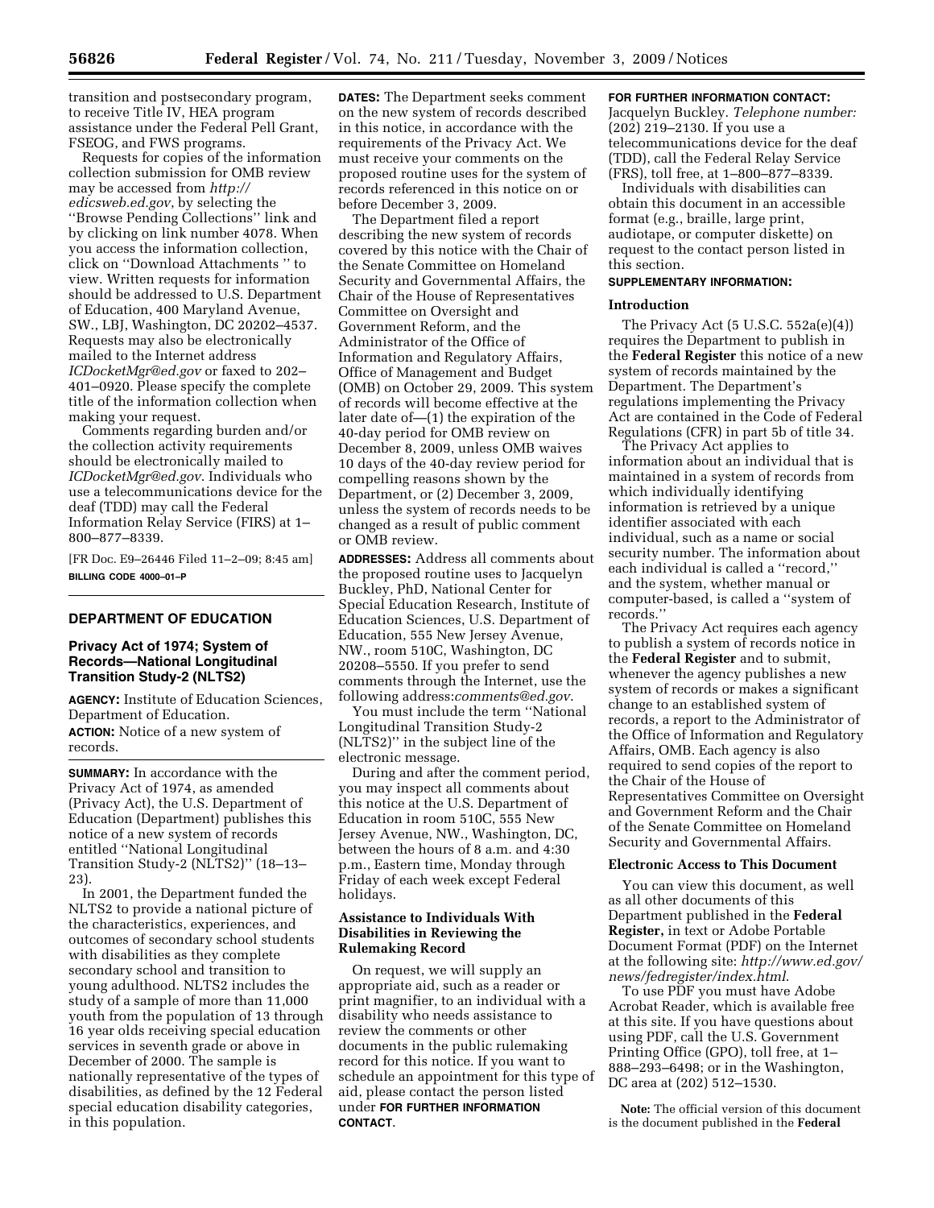transition and postsecondary program, to receive Title IV, HEA program assistance under the Federal Pell Grant, FSEOG, and FWS programs.

Requests for copies of the information collection submission for OMB review may be accessed from *http://edicsweb.ed.gov*, by selecting the ''Browse Pending Collections'' link and by clicking on link number 4078. When you access the information collection, click on ''Download Attachments '' to view. Written requests for information should be addressed to U.S. Department of Education, 400 Maryland Avenue, SW., LBJ, Washington, DC 20202–4537. Requests may also be electronically mailed to the Internet address *ICDocketMgr@ed.gov* or faxed to 202–401–0920. Please specify the complete title of the information collection when making your request.

Comments regarding burden and/or the collection activity requirements should be electronically mailed to *ICDocketMgr@ed.gov*. Individuals who use a telecommunications device for the deaf (TDD) may call the Federal Information Relay Service (FIRS) at 1–800–877–8339.

[FR Doc. E9–26446 Filed 11–2–09; 8:45 am]

**BILLING CODE 4000–01–P**

## DEPARTMENT OF EDUCATION

### Privacy Act of 1974; System of Records—National Longitudinal Transition Study-2 (NLTS2)

**AGENCY:** Institute of Education Sciences, Department of Education.

**ACTION:** Notice of a new system of records.

**SUMMARY:** In accordance with the Privacy Act of 1974, as amended (Privacy Act), the U.S. Department of Education (Department) publishes this notice of a new system of records entitled ''National Longitudinal Transition Study-2 (NLTS2)'' (18–13–23).

In 2001, the Department funded the NLTS2 to provide a national picture of the characteristics, experiences, and outcomes of secondary school students with disabilities as they complete secondary school and transition to young adulthood. NLTS2 includes the study of a sample of more than 11,000 youth from the population of 13 through 16 year olds receiving special education services in seventh grade or above in December of 2000. The sample is nationally representative of the types of disabilities, as defined by the 12 Federal special education disability categories, in this population.

**DATES:** The Department seeks comment on the new system of records described in this notice, in accordance with the requirements of the Privacy Act. We must receive your comments on the proposed routine uses for the system of records referenced in this notice on or before December 3, 2009.

The Department filed a report describing the new system of records covered by this notice with the Chair of the Senate Committee on Homeland Security and Governmental Affairs, the Chair of the House of Representatives Committee on Oversight and Government Reform, and the Administrator of the Office of Information and Regulatory Affairs, Office of Management and Budget (OMB) on October 29, 2009. This system of records will become effective at the later date of—(1) the expiration of the 40-day period for OMB review on December 8, 2009, unless OMB waives 10 days of the 40-day review period for compelling reasons shown by the Department, or (2) December 3, 2009, unless the system of records needs to be changed as a result of public comment or OMB review.

**ADDRESSES:** Address all comments about the proposed routine uses to Jacquelyn Buckley, PhD, National Center for Special Education Research, Institute of Education Sciences, U.S. Department of Education, 555 New Jersey Avenue, NW., room 510C, Washington, DC 20208–5550. If you prefer to send comments through the Internet, use the following address:*comments@ed.gov*.

You must include the term ''National Longitudinal Transition Study-2 (NLTS2)'' in the subject line of the electronic message.

During and after the comment period, you may inspect all comments about this notice at the U.S. Department of Education in room 510C, 555 New Jersey Avenue, NW., Washington, DC, between the hours of 8 a.m. and 4:30 p.m., Eastern time, Monday through Friday of each week except Federal holidays.

### Assistance to Individuals With Disabilities in Reviewing the Rulemaking Record

On request, we will supply an appropriate aid, such as a reader or print magnifier, to an individual with a disability who needs assistance to review the comments or other documents in the public rulemaking record for this notice. If you want to schedule an appointment for this type of aid, please contact the person listed under **FOR FURTHER INFORMATION CONTACT**.

**FOR FURTHER INFORMATION CONTACT:** Jacquelyn Buckley. *Telephone number:* (202) 219–2130. If you use a telecommunications device for the deaf (TDD), call the Federal Relay Service (FRS), toll free, at 1–800–877–8339.

Individuals with disabilities can obtain this document in an accessible format (e.g., braille, large print, audiotape, or computer diskette) on request to the contact person listed in this section.

**SUPPLEMENTARY INFORMATION:**

### Introduction

The Privacy Act (5 U.S.C. 552a(e)(4)) requires the Department to publish in the **Federal Register** this notice of a new system of records maintained by the Department. The Department's regulations implementing the Privacy Act are contained in the Code of Federal Regulations (CFR) in part 5b of title 34.

The Privacy Act applies to information about an individual that is maintained in a system of records from which individually identifying information is retrieved by a unique identifier associated with each individual, such as a name or social security number. The information about each individual is called a ''record,'' and the system, whether manual or computer-based, is called a ''system of records.''

The Privacy Act requires each agency to publish a system of records notice in the **Federal Register** and to submit, whenever the agency publishes a new system of records or makes a significant change to an established system of records, a report to the Administrator of the Office of Information and Regulatory Affairs, OMB. Each agency is also required to send copies of the report to the Chair of the House of Representatives Committee on Oversight and Government Reform and the Chair of the Senate Committee on Homeland Security and Governmental Affairs.

### Electronic Access to This Document

You can view this document, as well as all other documents of this Department published in the **Federal Register,** in text or Adobe Portable Document Format (PDF) on the Internet at the following site: *http://www.ed.gov/news/fedregister/index.html*.

To use PDF you must have Adobe Acrobat Reader, which is available free at this site. If you have questions about using PDF, call the U.S. Government Printing Office (GPO), toll free, at 1–888–293–6498; or in the Washington, DC area at (202) 512–1530.

**Note:** The official version of this document is the document published in the **Federal**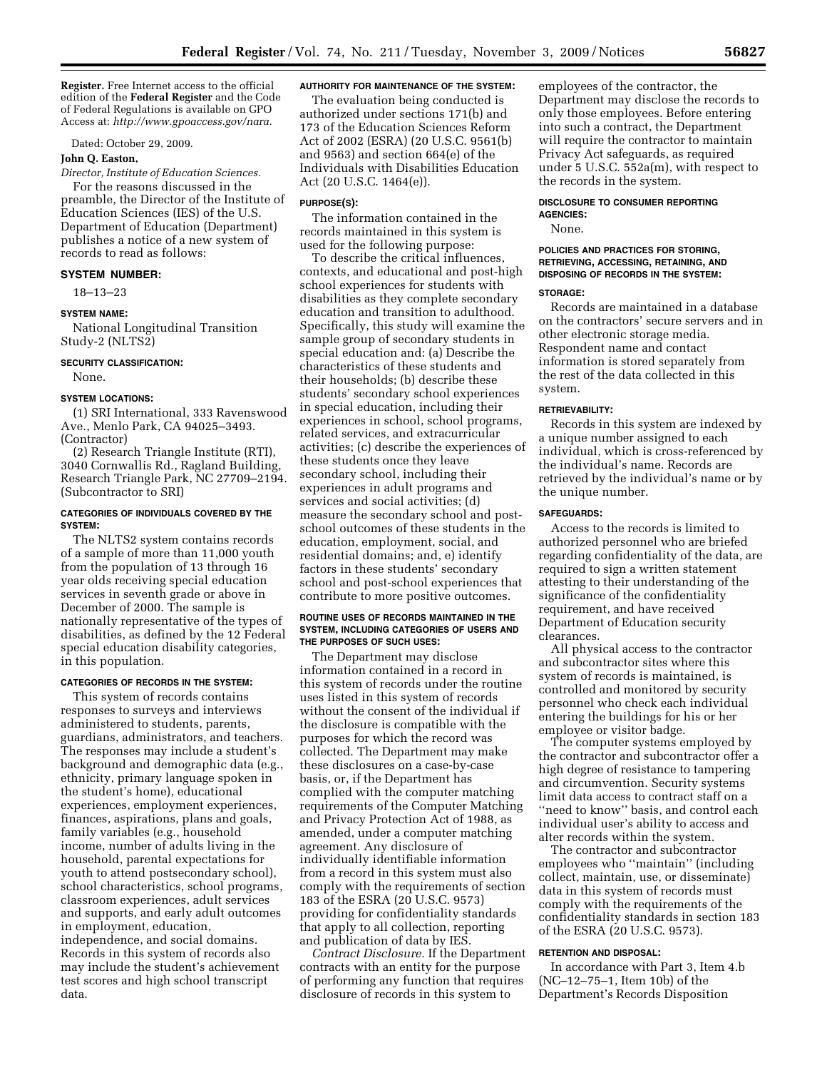**Register.** Free Internet access to the official edition of the **Federal Register** and the Code of Federal Regulations is available on GPO Access at: *http://www.gpoaccess.gov/nara.*

Dated: October 29, 2009.

**John Q. Easton,**

*Director, Institute of Education Sciences.*

For the reasons discussed in the preamble, the Director of the Institute of Education Sciences (IES) of the U.S. Department of Education (Department) publishes a notice of a new system of records to read as follows:

## SYSTEM NUMBER:

18–13–23

## SYSTEM NAME:

National Longitudinal Transition Study-2 (NLTS2)

## SECURITY CLASSIFICATION:

None.

## SYSTEM LOCATIONS:

(1) SRI International, 333 Ravenswood Ave., Menlo Park, CA 94025–3493. (Contractor)

(2) Research Triangle Institute (RTI), 3040 Cornwallis Rd., Ragland Building, Research Triangle Park, NC 27709–2194. (Subcontractor to SRI)

## CATEGORIES OF INDIVIDUALS COVERED BY THE SYSTEM:

The NLTS2 system contains records of a sample of more than 11,000 youth from the population of 13 through 16 year olds receiving special education services in seventh grade or above in December of 2000. The sample is nationally representative of the types of disabilities, as defined by the 12 Federal special education disability categories, in this population.

## CATEGORIES OF RECORDS IN THE SYSTEM:

This system of records contains responses to surveys and interviews administered to students, parents, guardians, administrators, and teachers. The responses may include a student's background and demographic data (e.g., ethnicity, primary language spoken in the student's home), educational experiences, employment experiences, finances, aspirations, plans and goals, family variables (e.g., household income, number of adults living in the household, parental expectations for youth to attend postsecondary school), school characteristics, school programs, classroom experiences, adult services and supports, and early adult outcomes in employment, education, independence, and social domains. Records in this system of records also may include the student's achievement test scores and high school transcript data.

## AUTHORITY FOR MAINTENANCE OF THE SYSTEM:

The evaluation being conducted is authorized under sections 171(b) and 173 of the Education Sciences Reform Act of 2002 (ESRA) (20 U.S.C. 9561(b) and 9563) and section 664(e) of the Individuals with Disabilities Education Act (20 U.S.C. 1464(e)).

## PURPOSE(S):

The information contained in the records maintained in this system is used for the following purpose:

To describe the critical influences, contexts, and educational and post-high school experiences for students with disabilities as they complete secondary education and transition to adulthood. Specifically, this study will examine the sample group of secondary students in special education and: (a) Describe the characteristics of these students and their households; (b) describe these students' secondary school experiences in special education, including their experiences in school, school programs, related services, and extracurricular activities; (c) describe the experiences of these students once they leave secondary school, including their experiences in adult programs and services and social activities; (d) measure the secondary school and post-school outcomes of these students in the education, employment, social, and residential domains; and, e) identify factors in these students' secondary school and post-school experiences that contribute to more positive outcomes.

## ROUTINE USES OF RECORDS MAINTAINED IN THE SYSTEM, INCLUDING CATEGORIES OF USERS AND THE PURPOSES OF SUCH USES:

The Department may disclose information contained in a record in this system of records under the routine uses listed in this system of records without the consent of the individual if the disclosure is compatible with the purposes for which the record was collected. The Department may make these disclosures on a case-by-case basis, or, if the Department has complied with the computer matching requirements of the Computer Matching and Privacy Protection Act of 1988, as amended, under a computer matching agreement. Any disclosure of individually identifiable information from a record in this system must also comply with the requirements of section 183 of the ESRA (20 U.S.C. 9573) providing for confidentiality standards that apply to all collection, reporting and publication of data by IES.

*Contract Disclosure.* If the Department contracts with an entity for the purpose of performing any function that requires disclosure of records in this system to employees of the contractor, the Department may disclose the records to only those employees. Before entering into such a contract, the Department will require the contractor to maintain Privacy Act safeguards, as required under 5 U.S.C. 552a(m), with respect to the records in the system.

## DISCLOSURE TO CONSUMER REPORTING AGENCIES:

None.

## POLICIES AND PRACTICES FOR STORING, RETRIEVING, ACCESSING, RETAINING, AND DISPOSING OF RECORDS IN THE SYSTEM:

### STORAGE:

Records are maintained in a database on the contractors' secure servers and in other electronic storage media. Respondent name and contact information is stored separately from the rest of the data collected in this system.

### RETRIEVABILITY:

Records in this system are indexed by a unique number assigned to each individual, which is cross-referenced by the individual's name. Records are retrieved by the individual's name or by the unique number.

### SAFEGUARDS:

Access to the records is limited to authorized personnel who are briefed regarding confidentiality of the data, are required to sign a written statement attesting to their understanding of the significance of the confidentiality requirement, and have received Department of Education security clearances.

All physical access to the contractor and subcontractor sites where this system of records is maintained, is controlled and monitored by security personnel who check each individual entering the buildings for his or her employee or visitor badge.

The computer systems employed by the contractor and subcontractor offer a high degree of resistance to tampering and circumvention. Security systems limit data access to contract staff on a "need to know" basis, and control each individual user's ability to access and alter records within the system.

The contractor and subcontractor employees who "maintain" (including collect, maintain, use, or disseminate) data in this system of records must comply with the requirements of the confidentiality standards in section 183 of the ESRA (20 U.S.C. 9573).

### RETENTION AND DISPOSAL:

In accordance with Part 3, Item 4.b (NC–12–75–1, Item 10b) of the Department's Records Disposition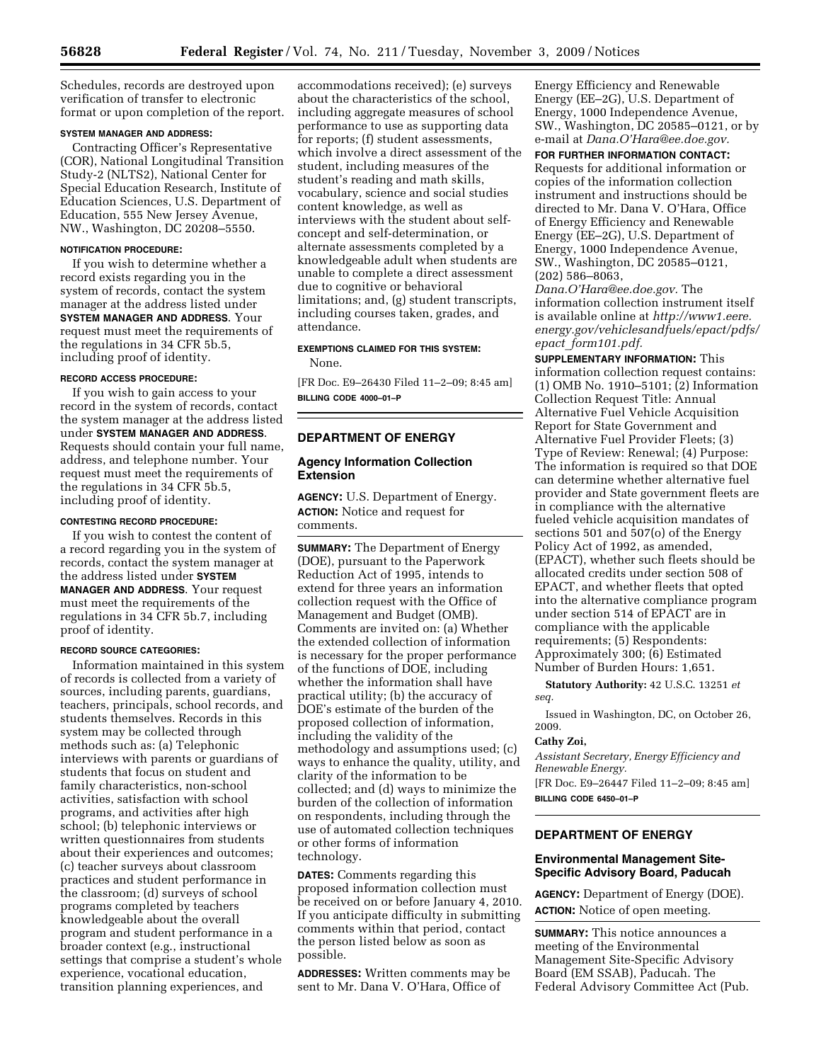Schedules, records are destroyed upon verification of transfer to electronic format or upon completion of the report.

**SYSTEM MANAGER AND ADDRESS:**

Contracting Officer's Representative (COR), National Longitudinal Transition Study-2 (NLTS2), National Center for Special Education Research, Institute of Education Sciences, U.S. Department of Education, 555 New Jersey Avenue, NW., Washington, DC 20208–5550.

**NOTIFICATION PROCEDURE:**

If you wish to determine whether a record exists regarding you in the system of records, contact the system manager at the address listed under **SYSTEM MANAGER AND ADDRESS**. Your request must meet the requirements of the regulations in 34 CFR 5b.5, including proof of identity.

**RECORD ACCESS PROCEDURE:**

If you wish to gain access to your record in the system of records, contact the system manager at the address listed under **SYSTEM MANAGER AND ADDRESS**. Requests should contain your full name, address, and telephone number. Your request must meet the requirements of the regulations in 34 CFR 5b.5, including proof of identity.

**CONTESTING RECORD PROCEDURE:**

If you wish to contest the content of a record regarding you in the system of records, contact the system manager at the address listed under **SYSTEM MANAGER AND ADDRESS**. Your request must meet the requirements of the regulations in 34 CFR 5b.7, including proof of identity.

**RECORD SOURCE CATEGORIES:**

Information maintained in this system of records is collected from a variety of sources, including parents, guardians, teachers, principals, school records, and students themselves. Records in this system may be collected through methods such as: (a) Telephonic interviews with parents or guardians of students that focus on student and family characteristics, non-school activities, satisfaction with school programs, and activities after high school; (b) telephonic interviews or written questionnaires from students about their experiences and outcomes; (c) teacher surveys about classroom practices and student performance in the classroom; (d) surveys of school programs completed by teachers knowledgeable about the overall program and student performance in a broader context (e.g., instructional settings that comprise a student's whole experience, vocational education, transition planning experiences, and accommodations received); (e) surveys about the characteristics of the school, including aggregate measures of school performance to use as supporting data for reports; (f) student assessments, which involve a direct assessment of the student, including measures of the student's reading and math skills, vocabulary, science and social studies content knowledge, as well as interviews with the student about self-concept and self-determination, or alternate assessments completed by a knowledgeable adult when students are unable to complete a direct assessment due to cognitive or behavioral limitations; and, (g) student transcripts, including courses taken, grades, and attendance.

**EXEMPTIONS CLAIMED FOR THIS SYSTEM:**

None.

[FR Doc. E9–26430 Filed 11–2–09; 8:45 am]

**BILLING CODE 4000–01–P**

## DEPARTMENT OF ENERGY

### Agency Information Collection Extension

**AGENCY:** U.S. Department of Energy.

**ACTION:** Notice and request for comments.

**SUMMARY:** The Department of Energy (DOE), pursuant to the Paperwork Reduction Act of 1995, intends to extend for three years an information collection request with the Office of Management and Budget (OMB). Comments are invited on: (a) Whether the extended collection of information is necessary for the proper performance of the functions of DOE, including whether the information shall have practical utility; (b) the accuracy of DOE's estimate of the burden of the proposed collection of information, including the validity of the methodology and assumptions used; (c) ways to enhance the quality, utility, and clarity of the information to be collected; and (d) ways to minimize the burden of the collection of information on respondents, including through the use of automated collection techniques or other forms of information technology.

**DATES:** Comments regarding this proposed information collection must be received on or before January 4, 2010. If you anticipate difficulty in submitting comments within that period, contact the person listed below as soon as possible.

**ADDRESSES:** Written comments may be sent to Mr. Dana V. O'Hara, Office of Energy Efficiency and Renewable Energy (EE–2G), U.S. Department of Energy, 1000 Independence Avenue, SW., Washington, DC 20585–0121, or by e-mail at *Dana.O'Hara@ee.doe.gov.*

**FOR FURTHER INFORMATION CONTACT:** Requests for additional information or copies of the information collection instrument and instructions should be directed to Mr. Dana V. O'Hara, Office of Energy Efficiency and Renewable Energy (EE–2G), U.S. Department of Energy, 1000 Independence Avenue, SW., Washington, DC 20585–0121, (202) 586–8063, *Dana.O'Hara@ee.doe.gov.* The information collection instrument itself is available online at *http://www1.eere.energy.gov/vehiclesandfuels/epact/pdfs/epact_form101.pdf.*

**SUPPLEMENTARY INFORMATION:** This information collection request contains: (1) OMB No. 1910–5101; (2) Information Collection Request Title: Annual Alternative Fuel Vehicle Acquisition Report for State Government and Alternative Fuel Provider Fleets; (3) Type of Review: Renewal; (4) Purpose: The information is required so that DOE can determine whether alternative fuel provider and State government fleets are in compliance with the alternative fueled vehicle acquisition mandates of sections 501 and 507(o) of the Energy Policy Act of 1992, as amended, (EPACT), whether such fleets should be allocated credits under section 508 of EPACT, and whether fleets that opted into the alternative compliance program under section 514 of EPACT are in compliance with the applicable requirements; (5) Respondents: Approximately 300; (6) Estimated Number of Burden Hours: 1,651.

**Statutory Authority:** 42 U.S.C. 13251 *et seq.*

Issued in Washington, DC, on October 26, 2009.

**Cathy Zoi,**

*Assistant Secretary, Energy Efficiency and Renewable Energy.*

[FR Doc. E9–26447 Filed 11–2–09; 8:45 am]

**BILLING CODE 6450–01–P**

## DEPARTMENT OF ENERGY

### Environmental Management Site-Specific Advisory Board, Paducah

**AGENCY:** Department of Energy (DOE).

**ACTION:** Notice of open meeting.

**SUMMARY:** This notice announces a meeting of the Environmental Management Site-Specific Advisory Board (EM SSAB), Paducah. The Federal Advisory Committee Act (Pub.